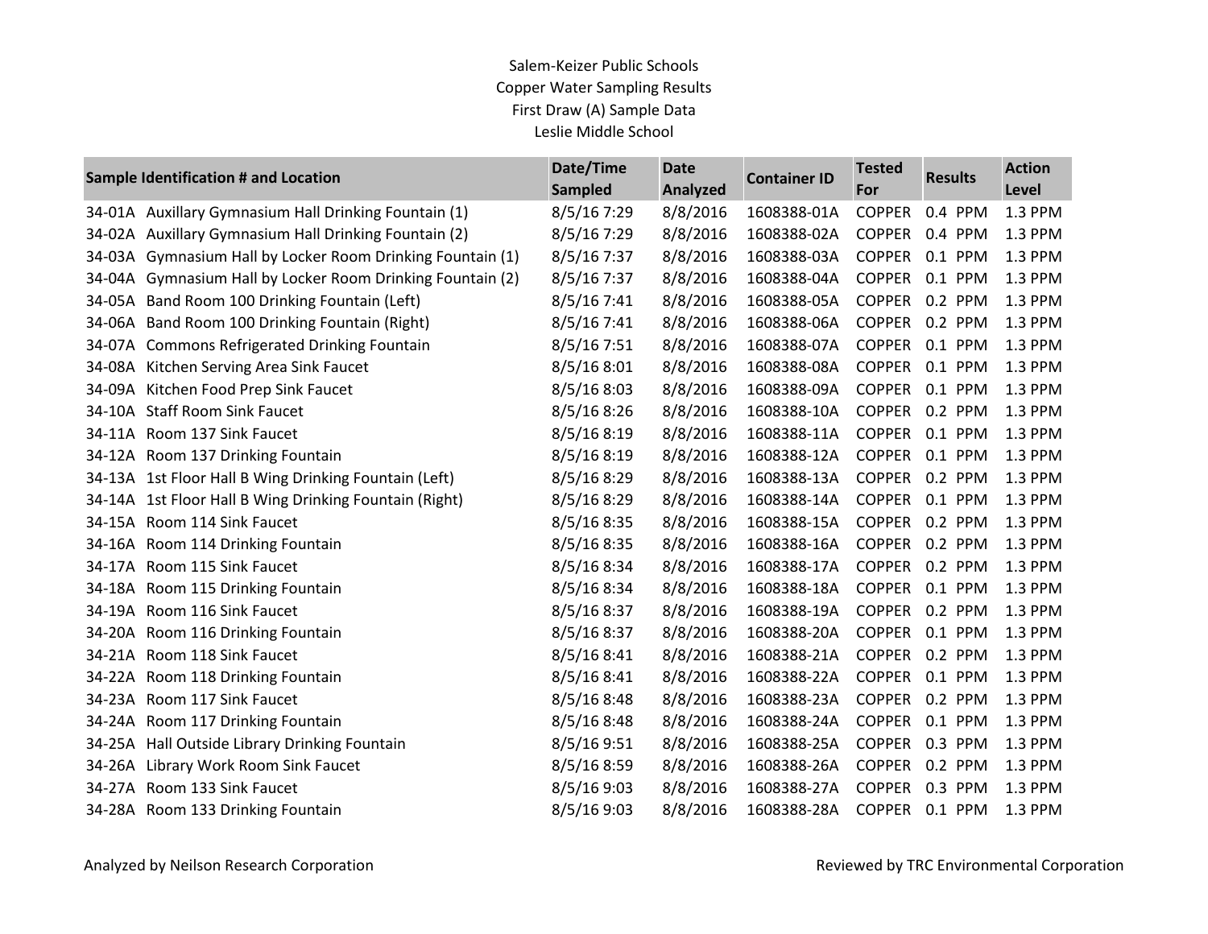Salem-Keizer Public Schools
Copper Water Sampling Results
First Draw (A) Sample Data
Leslie Middle School

| Sample Identification # and Location | Date/Time Sampled | Date Analyzed | Container ID | Tested For | Results | Action Level |
|---|---|---|---|---|---|---|
| 34-01A Auxillary Gymnasium Hall Drinking Fountain (1) | 8/5/16 7:29 | 8/8/2016 | 1608388-01A | COPPER | 0.4 PPM | 1.3 PPM |
| 34-02A Auxillary Gymnasium Hall Drinking Fountain (2) | 8/5/16 7:29 | 8/8/2016 | 1608388-02A | COPPER | 0.4 PPM | 1.3 PPM |
| 34-03A Gymnasium Hall by Locker Room Drinking Fountain (1) | 8/5/16 7:37 | 8/8/2016 | 1608388-03A | COPPER | 0.1 PPM | 1.3 PPM |
| 34-04A Gymnasium Hall by Locker Room Drinking Fountain (2) | 8/5/16 7:37 | 8/8/2016 | 1608388-04A | COPPER | 0.1 PPM | 1.3 PPM |
| 34-05A Band Room 100 Drinking Fountain (Left) | 8/5/16 7:41 | 8/8/2016 | 1608388-05A | COPPER | 0.2 PPM | 1.3 PPM |
| 34-06A Band Room 100 Drinking Fountain (Right) | 8/5/16 7:41 | 8/8/2016 | 1608388-06A | COPPER | 0.2 PPM | 1.3 PPM |
| 34-07A Commons Refrigerated Drinking Fountain | 8/5/16 7:51 | 8/8/2016 | 1608388-07A | COPPER | 0.1 PPM | 1.3 PPM |
| 34-08A Kitchen Serving Area Sink Faucet | 8/5/16 8:01 | 8/8/2016 | 1608388-08A | COPPER | 0.1 PPM | 1.3 PPM |
| 34-09A Kitchen Food Prep Sink Faucet | 8/5/16 8:03 | 8/8/2016 | 1608388-09A | COPPER | 0.1 PPM | 1.3 PPM |
| 34-10A Staff Room Sink Faucet | 8/5/16 8:26 | 8/8/2016 | 1608388-10A | COPPER | 0.2 PPM | 1.3 PPM |
| 34-11A Room 137 Sink Faucet | 8/5/16 8:19 | 8/8/2016 | 1608388-11A | COPPER | 0.1 PPM | 1.3 PPM |
| 34-12A Room 137 Drinking Fountain | 8/5/16 8:19 | 8/8/2016 | 1608388-12A | COPPER | 0.1 PPM | 1.3 PPM |
| 34-13A 1st Floor Hall B Wing Drinking Fountain (Left) | 8/5/16 8:29 | 8/8/2016 | 1608388-13A | COPPER | 0.2 PPM | 1.3 PPM |
| 34-14A 1st Floor Hall B Wing Drinking Fountain (Right) | 8/5/16 8:29 | 8/8/2016 | 1608388-14A | COPPER | 0.1 PPM | 1.3 PPM |
| 34-15A Room 114 Sink Faucet | 8/5/16 8:35 | 8/8/2016 | 1608388-15A | COPPER | 0.2 PPM | 1.3 PPM |
| 34-16A Room 114 Drinking Fountain | 8/5/16 8:35 | 8/8/2016 | 1608388-16A | COPPER | 0.2 PPM | 1.3 PPM |
| 34-17A Room 115 Sink Faucet | 8/5/16 8:34 | 8/8/2016 | 1608388-17A | COPPER | 0.2 PPM | 1.3 PPM |
| 34-18A Room 115 Drinking Fountain | 8/5/16 8:34 | 8/8/2016 | 1608388-18A | COPPER | 0.1 PPM | 1.3 PPM |
| 34-19A Room 116 Sink Faucet | 8/5/16 8:37 | 8/8/2016 | 1608388-19A | COPPER | 0.2 PPM | 1.3 PPM |
| 34-20A Room 116 Drinking Fountain | 8/5/16 8:37 | 8/8/2016 | 1608388-20A | COPPER | 0.1 PPM | 1.3 PPM |
| 34-21A Room 118 Sink Faucet | 8/5/16 8:41 | 8/8/2016 | 1608388-21A | COPPER | 0.2 PPM | 1.3 PPM |
| 34-22A Room 118 Drinking Fountain | 8/5/16 8:41 | 8/8/2016 | 1608388-22A | COPPER | 0.1 PPM | 1.3 PPM |
| 34-23A Room 117 Sink Faucet | 8/5/16 8:48 | 8/8/2016 | 1608388-23A | COPPER | 0.2 PPM | 1.3 PPM |
| 34-24A Room 117 Drinking Fountain | 8/5/16 8:48 | 8/8/2016 | 1608388-24A | COPPER | 0.1 PPM | 1.3 PPM |
| 34-25A Hall Outside Library Drinking Fountain | 8/5/16 9:51 | 8/8/2016 | 1608388-25A | COPPER | 0.3 PPM | 1.3 PPM |
| 34-26A Library Work Room Sink Faucet | 8/5/16 8:59 | 8/8/2016 | 1608388-26A | COPPER | 0.2 PPM | 1.3 PPM |
| 34-27A Room 133 Sink Faucet | 8/5/16 9:03 | 8/8/2016 | 1608388-27A | COPPER | 0.3 PPM | 1.3 PPM |
| 34-28A Room 133 Drinking Fountain | 8/5/16 9:03 | 8/8/2016 | 1608388-28A | COPPER | 0.1 PPM | 1.3 PPM |

Analyzed by Neilson Research Corporation

Reviewed by TRC Environmental Corporation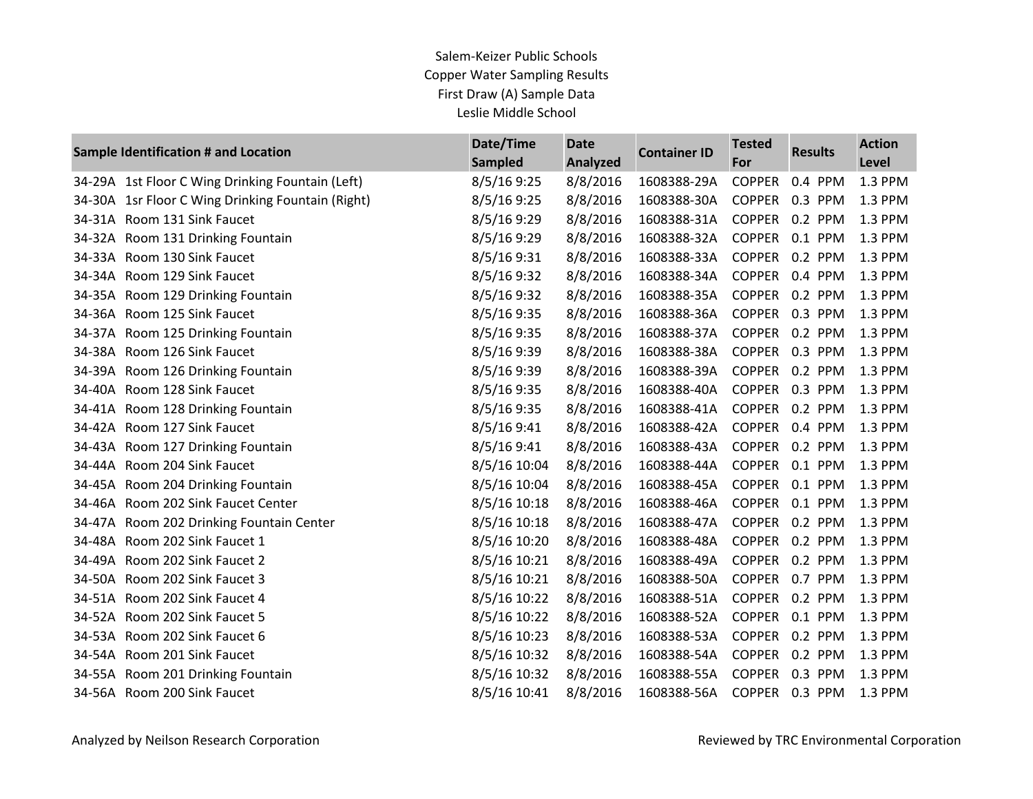Salem-Keizer Public Schools
Copper Water Sampling Results
First Draw (A) Sample Data
Leslie Middle School

| Sample Identification # and Location | Date/Time Sampled | Date Analyzed | Container ID | Tested For | Results | Action Level |
|---|---|---|---|---|---|---|
| 34-29A 1st Floor C Wing Drinking Fountain (Left) | 8/5/16 9:25 | 8/8/2016 | 1608388-29A | COPPER | 0.4 PPM | 1.3 PPM |
| 34-30A 1sr Floor C Wing Drinking Fountain (Right) | 8/5/16 9:25 | 8/8/2016 | 1608388-30A | COPPER | 0.3 PPM | 1.3 PPM |
| 34-31A Room 131 Sink Faucet | 8/5/16 9:29 | 8/8/2016 | 1608388-31A | COPPER | 0.2 PPM | 1.3 PPM |
| 34-32A Room 131 Drinking Fountain | 8/5/16 9:29 | 8/8/2016 | 1608388-32A | COPPER | 0.1 PPM | 1.3 PPM |
| 34-33A Room 130 Sink Faucet | 8/5/16 9:31 | 8/8/2016 | 1608388-33A | COPPER | 0.2 PPM | 1.3 PPM |
| 34-34A Room 129 Sink Faucet | 8/5/16 9:32 | 8/8/2016 | 1608388-34A | COPPER | 0.4 PPM | 1.3 PPM |
| 34-35A Room 129 Drinking Fountain | 8/5/16 9:32 | 8/8/2016 | 1608388-35A | COPPER | 0.2 PPM | 1.3 PPM |
| 34-36A Room 125 Sink Faucet | 8/5/16 9:35 | 8/8/2016 | 1608388-36A | COPPER | 0.3 PPM | 1.3 PPM |
| 34-37A Room 125 Drinking Fountain | 8/5/16 9:35 | 8/8/2016 | 1608388-37A | COPPER | 0.2 PPM | 1.3 PPM |
| 34-38A Room 126 Sink Faucet | 8/5/16 9:39 | 8/8/2016 | 1608388-38A | COPPER | 0.3 PPM | 1.3 PPM |
| 34-39A Room 126 Drinking Fountain | 8/5/16 9:39 | 8/8/2016 | 1608388-39A | COPPER | 0.2 PPM | 1.3 PPM |
| 34-40A Room 128 Sink Faucet | 8/5/16 9:35 | 8/8/2016 | 1608388-40A | COPPER | 0.3 PPM | 1.3 PPM |
| 34-41A Room 128 Drinking Fountain | 8/5/16 9:35 | 8/8/2016 | 1608388-41A | COPPER | 0.2 PPM | 1.3 PPM |
| 34-42A Room 127 Sink Faucet | 8/5/16 9:41 | 8/8/2016 | 1608388-42A | COPPER | 0.4 PPM | 1.3 PPM |
| 34-43A Room 127 Drinking Fountain | 8/5/16 9:41 | 8/8/2016 | 1608388-43A | COPPER | 0.2 PPM | 1.3 PPM |
| 34-44A Room 204 Sink Faucet | 8/5/16 10:04 | 8/8/2016 | 1608388-44A | COPPER | 0.1 PPM | 1.3 PPM |
| 34-45A Room 204 Drinking Fountain | 8/5/16 10:04 | 8/8/2016 | 1608388-45A | COPPER | 0.1 PPM | 1.3 PPM |
| 34-46A Room 202 Sink Faucet Center | 8/5/16 10:18 | 8/8/2016 | 1608388-46A | COPPER | 0.1 PPM | 1.3 PPM |
| 34-47A Room 202 Drinking Fountain Center | 8/5/16 10:18 | 8/8/2016 | 1608388-47A | COPPER | 0.2 PPM | 1.3 PPM |
| 34-48A Room 202 Sink Faucet 1 | 8/5/16 10:20 | 8/8/2016 | 1608388-48A | COPPER | 0.2 PPM | 1.3 PPM |
| 34-49A Room 202 Sink Faucet 2 | 8/5/16 10:21 | 8/8/2016 | 1608388-49A | COPPER | 0.2 PPM | 1.3 PPM |
| 34-50A Room 202 Sink Faucet 3 | 8/5/16 10:21 | 8/8/2016 | 1608388-50A | COPPER | 0.7 PPM | 1.3 PPM |
| 34-51A Room 202 Sink Faucet 4 | 8/5/16 10:22 | 8/8/2016 | 1608388-51A | COPPER | 0.2 PPM | 1.3 PPM |
| 34-52A Room 202 Sink Faucet 5 | 8/5/16 10:22 | 8/8/2016 | 1608388-52A | COPPER | 0.1 PPM | 1.3 PPM |
| 34-53A Room 202 Sink Faucet 6 | 8/5/16 10:23 | 8/8/2016 | 1608388-53A | COPPER | 0.2 PPM | 1.3 PPM |
| 34-54A Room 201 Sink Faucet | 8/5/16 10:32 | 8/8/2016 | 1608388-54A | COPPER | 0.2 PPM | 1.3 PPM |
| 34-55A Room 201 Drinking Fountain | 8/5/16 10:32 | 8/8/2016 | 1608388-55A | COPPER | 0.3 PPM | 1.3 PPM |
| 34-56A Room 200 Sink Faucet | 8/5/16 10:41 | 8/8/2016 | 1608388-56A | COPPER | 0.3 PPM | 1.3 PPM |

Analyzed by Neilson Research Corporation

Reviewed by TRC Environmental Corporation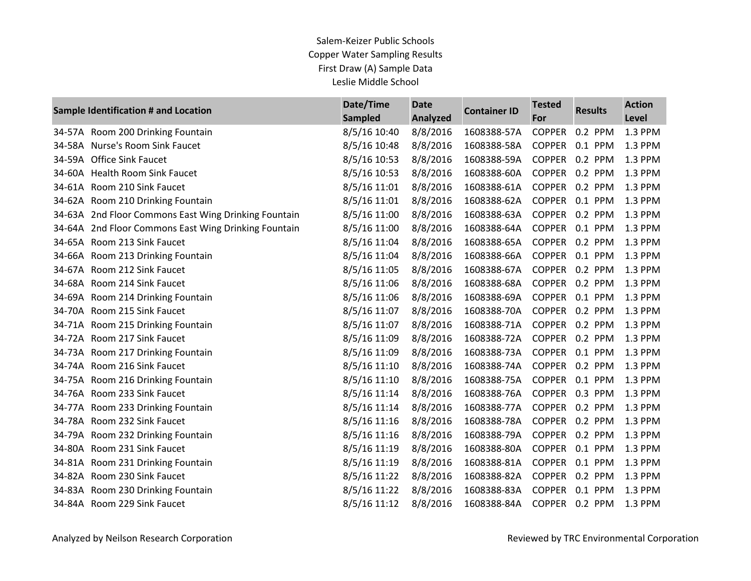Salem-Keizer Public Schools
Copper Water Sampling Results
First Draw (A) Sample Data
Leslie Middle School

| Sample Identification # and Location | Date/Time Sampled | Date Analyzed | Container ID | Tested For | Results | Action Level |
|---|---|---|---|---|---|---|
| 34-57A Room 200 Drinking Fountain | 8/5/16 10:40 | 8/8/2016 | 1608388-57A | COPPER | 0.2 PPM | 1.3 PPM |
| 34-58A Nurse's Room Sink Faucet | 8/5/16 10:48 | 8/8/2016 | 1608388-58A | COPPER | 0.1 PPM | 1.3 PPM |
| 34-59A Office Sink Faucet | 8/5/16 10:53 | 8/8/2016 | 1608388-59A | COPPER | 0.2 PPM | 1.3 PPM |
| 34-60A Health Room Sink Faucet | 8/5/16 10:53 | 8/8/2016 | 1608388-60A | COPPER | 0.2 PPM | 1.3 PPM |
| 34-61A Room 210 Sink Faucet | 8/5/16 11:01 | 8/8/2016 | 1608388-61A | COPPER | 0.2 PPM | 1.3 PPM |
| 34-62A Room 210 Drinking Fountain | 8/5/16 11:01 | 8/8/2016 | 1608388-62A | COPPER | 0.1 PPM | 1.3 PPM |
| 34-63A 2nd Floor Commons East Wing Drinking Fountain | 8/5/16 11:00 | 8/8/2016 | 1608388-63A | COPPER | 0.2 PPM | 1.3 PPM |
| 34-64A 2nd Floor Commons East Wing Drinking Fountain | 8/5/16 11:00 | 8/8/2016 | 1608388-64A | COPPER | 0.1 PPM | 1.3 PPM |
| 34-65A Room 213 Sink Faucet | 8/5/16 11:04 | 8/8/2016 | 1608388-65A | COPPER | 0.2 PPM | 1.3 PPM |
| 34-66A Room 213 Drinking Fountain | 8/5/16 11:04 | 8/8/2016 | 1608388-66A | COPPER | 0.1 PPM | 1.3 PPM |
| 34-67A Room 212 Sink Faucet | 8/5/16 11:05 | 8/8/2016 | 1608388-67A | COPPER | 0.2 PPM | 1.3 PPM |
| 34-68A Room 214 Sink Faucet | 8/5/16 11:06 | 8/8/2016 | 1608388-68A | COPPER | 0.2 PPM | 1.3 PPM |
| 34-69A Room 214 Drinking Fountain | 8/5/16 11:06 | 8/8/2016 | 1608388-69A | COPPER | 0.1 PPM | 1.3 PPM |
| 34-70A Room 215 Sink Faucet | 8/5/16 11:07 | 8/8/2016 | 1608388-70A | COPPER | 0.2 PPM | 1.3 PPM |
| 34-71A Room 215 Drinking Fountain | 8/5/16 11:07 | 8/8/2016 | 1608388-71A | COPPER | 0.2 PPM | 1.3 PPM |
| 34-72A Room 217 Sink Faucet | 8/5/16 11:09 | 8/8/2016 | 1608388-72A | COPPER | 0.2 PPM | 1.3 PPM |
| 34-73A Room 217 Drinking Fountain | 8/5/16 11:09 | 8/8/2016 | 1608388-73A | COPPER | 0.1 PPM | 1.3 PPM |
| 34-74A Room 216 Sink Faucet | 8/5/16 11:10 | 8/8/2016 | 1608388-74A | COPPER | 0.2 PPM | 1.3 PPM |
| 34-75A Room 216 Drinking Fountain | 8/5/16 11:10 | 8/8/2016 | 1608388-75A | COPPER | 0.1 PPM | 1.3 PPM |
| 34-76A Room 233 Sink Faucet | 8/5/16 11:14 | 8/8/2016 | 1608388-76A | COPPER | 0.3 PPM | 1.3 PPM |
| 34-77A Room 233 Drinking Fountain | 8/5/16 11:14 | 8/8/2016 | 1608388-77A | COPPER | 0.2 PPM | 1.3 PPM |
| 34-78A Room 232 Sink Faucet | 8/5/16 11:16 | 8/8/2016 | 1608388-78A | COPPER | 0.2 PPM | 1.3 PPM |
| 34-79A Room 232 Drinking Fountain | 8/5/16 11:16 | 8/8/2016 | 1608388-79A | COPPER | 0.2 PPM | 1.3 PPM |
| 34-80A Room 231 Sink Faucet | 8/5/16 11:19 | 8/8/2016 | 1608388-80A | COPPER | 0.1 PPM | 1.3 PPM |
| 34-81A Room 231 Drinking Fountain | 8/5/16 11:19 | 8/8/2016 | 1608388-81A | COPPER | 0.1 PPM | 1.3 PPM |
| 34-82A Room 230 Sink Faucet | 8/5/16 11:22 | 8/8/2016 | 1608388-82A | COPPER | 0.2 PPM | 1.3 PPM |
| 34-83A Room 230 Drinking Fountain | 8/5/16 11:22 | 8/8/2016 | 1608388-83A | COPPER | 0.1 PPM | 1.3 PPM |
| 34-84A Room 229 Sink Faucet | 8/5/16 11:12 | 8/8/2016 | 1608388-84A | COPPER | 0.2 PPM | 1.3 PPM |

Analyzed by Neilson Research Corporation

Reviewed by TRC Environmental Corporation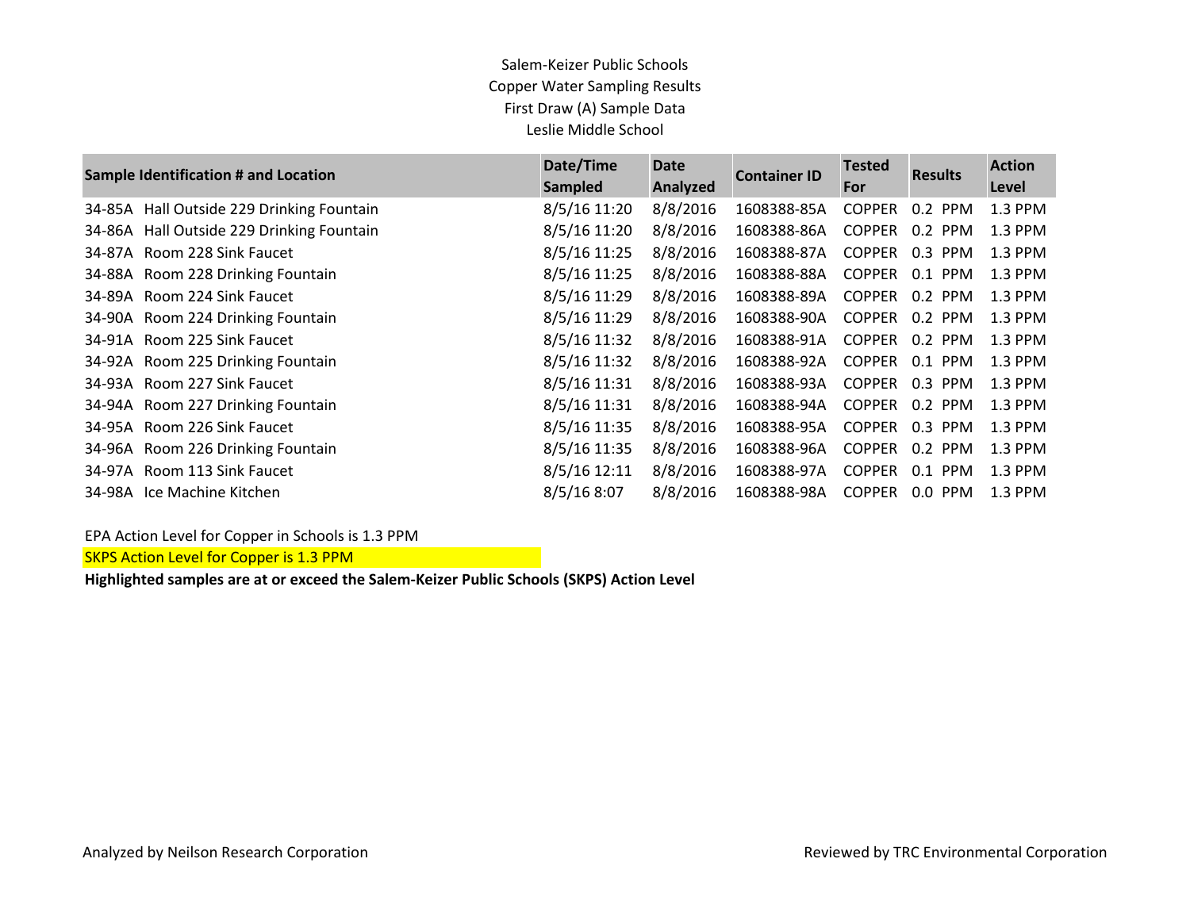Salem-Keizer Public Schools
Copper Water Sampling Results
First Draw (A) Sample Data
Leslie Middle School

| Sample Identification # and Location | Date/Time Sampled | Date Analyzed | Container ID | Tested For | Results | Action Level |
|---|---|---|---|---|---|---|
| 34-85A Hall Outside 229 Drinking Fountain | 8/5/16 11:20 | 8/8/2016 | 1608388-85A | COPPER | 0.2 PPM | 1.3 PPM |
| 34-86A Hall Outside 229 Drinking Fountain | 8/5/16 11:20 | 8/8/2016 | 1608388-86A | COPPER | 0.2 PPM | 1.3 PPM |
| 34-87A Room 228 Sink Faucet | 8/5/16 11:25 | 8/8/2016 | 1608388-87A | COPPER | 0.3 PPM | 1.3 PPM |
| 34-88A Room 228 Drinking Fountain | 8/5/16 11:25 | 8/8/2016 | 1608388-88A | COPPER | 0.1 PPM | 1.3 PPM |
| 34-89A Room 224 Sink Faucet | 8/5/16 11:29 | 8/8/2016 | 1608388-89A | COPPER | 0.2 PPM | 1.3 PPM |
| 34-90A Room 224 Drinking Fountain | 8/5/16 11:29 | 8/8/2016 | 1608388-90A | COPPER | 0.2 PPM | 1.3 PPM |
| 34-91A Room 225 Sink Faucet | 8/5/16 11:32 | 8/8/2016 | 1608388-91A | COPPER | 0.2 PPM | 1.3 PPM |
| 34-92A Room 225 Drinking Fountain | 8/5/16 11:32 | 8/8/2016 | 1608388-92A | COPPER | 0.1 PPM | 1.3 PPM |
| 34-93A Room 227 Sink Faucet | 8/5/16 11:31 | 8/8/2016 | 1608388-93A | COPPER | 0.3 PPM | 1.3 PPM |
| 34-94A Room 227 Drinking Fountain | 8/5/16 11:31 | 8/8/2016 | 1608388-94A | COPPER | 0.2 PPM | 1.3 PPM |
| 34-95A Room 226 Sink Faucet | 8/5/16 11:35 | 8/8/2016 | 1608388-95A | COPPER | 0.3 PPM | 1.3 PPM |
| 34-96A Room 226 Drinking Fountain | 8/5/16 11:35 | 8/8/2016 | 1608388-96A | COPPER | 0.2 PPM | 1.3 PPM |
| 34-97A Room 113 Sink Faucet | 8/5/16 12:11 | 8/8/2016 | 1608388-97A | COPPER | 0.1 PPM | 1.3 PPM |
| 34-98A Ice Machine Kitchen | 8/5/16 8:07 | 8/8/2016 | 1608388-98A | COPPER | 0.0 PPM | 1.3 PPM |

EPA Action Level for Copper in Schools is 1.3 PPM

SKPS Action Level for Copper is 1.3 PPM

**Highlighted samples are at or exceed the Salem-Keizer Public Schools (SKPS) Action Level**

Analyzed by Neilson Research Corporation

Reviewed by TRC Environmental Corporation